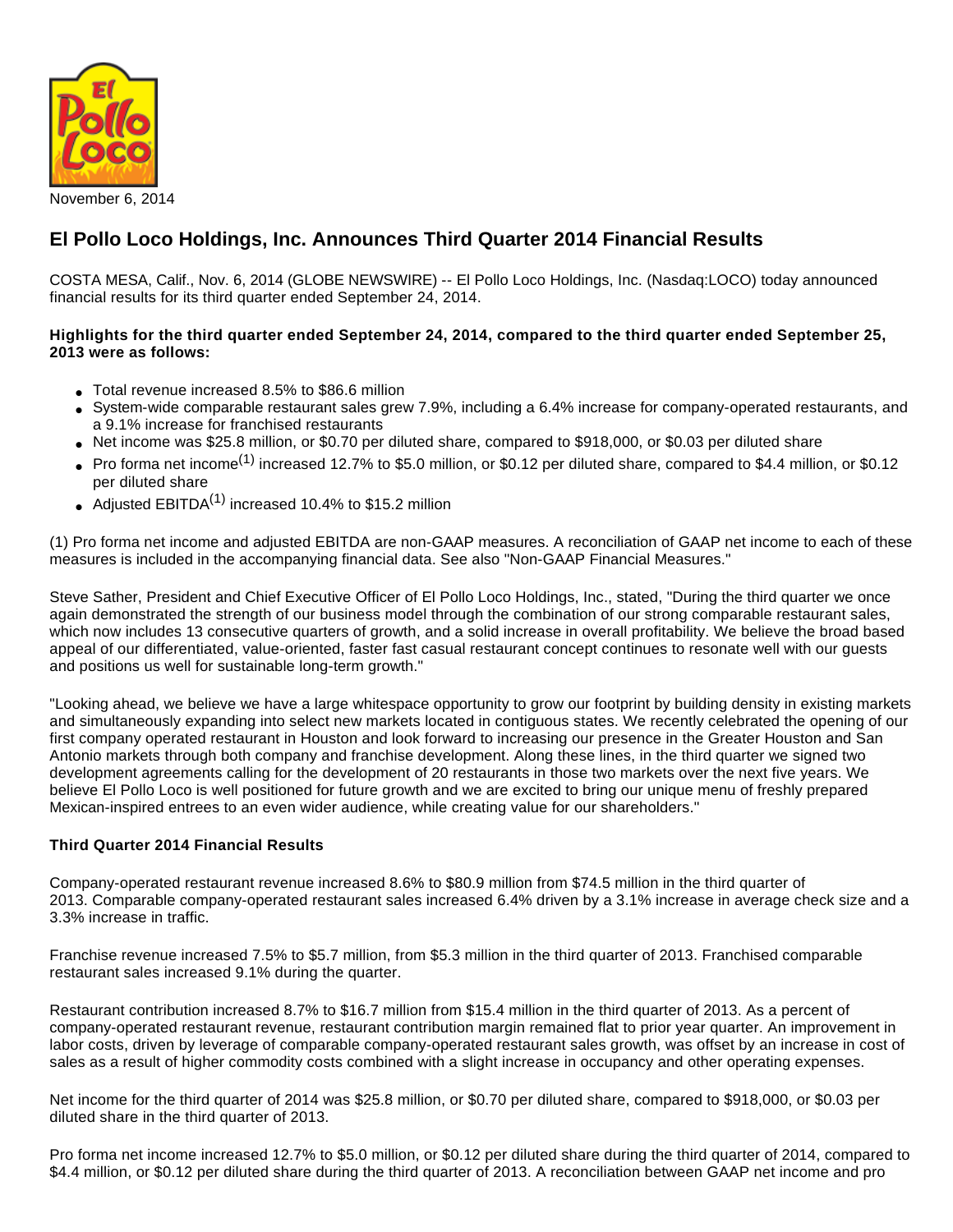November 6, 2014

## El Pollo Loco Holdings, Inc. Announces Third Quarter 2014 Financial Results

COSTA MESA, Calif., Nov. 6, 2014 (GLOBE NEWSWIRE) -- El Pollo Loco Holdings, Inc. (Nasdaq:LOCO) today announced financial results for its third quarter ended September 24, 2014.

**Highlights for the third quarter ended September 24, 2014, compared to the third quarter ended September 25, 2013 were as follows:**

- Total revenue increased 8.5% to $86.6 million
- System-wide comparable restaurant sales grew 7.9%, including a 6.4% increase for company-operated restaurants, and a 9.1% increase for franchised restaurants
- Net income was $25.8 million, or $0.70 per diluted share, compared to $918,000, or $0.03 per diluted share
- Pro forma net income(1) increased 12.7% to $5.0 million, or $0.12 per diluted share, compared to $4.4 million, or $0.12 per diluted share
- Adjusted EBITDA(1) increased 10.4% to $15.2 million

(1) Pro forma net income and adjusted EBITDA are non-GAAP measures. A reconciliation of GAAP net income to each of these measures is included in the accompanying financial data. See also "Non-GAAP Financial Measures."

Steve Sather, President and Chief Executive Officer of El Pollo Loco Holdings, Inc., stated, "During the third quarter we once again demonstrated the strength of our business model through the combination of our strong comparable restaurant sales, which now includes 13 consecutive quarters of growth, and a solid increase in overall profitability. We believe the broad based appeal of our differentiated, value-oriented, faster fast casual restaurant concept continues to resonate well with our guests and positions us well for sustainable long-term growth."

"Looking ahead, we believe we have a large whitespace opportunity to grow our footprint by building density in existing markets and simultaneously expanding into select new markets located in contiguous states. We recently celebrated the opening of our first company operated restaurant in Houston and look forward to increasing our presence in the Greater Houston and San Antonio markets through both company and franchise development. Along these lines, in the third quarter we signed two development agreements calling for the development of 20 restaurants in those two markets over the next five years. We believe El Pollo Loco is well positioned for future growth and we are excited to bring our unique menu of freshly prepared Mexican-inspired entrees to an even wider audience, while creating value for our shareholders."

**Third Quarter 2014 Financial Results**

Company-operated restaurant revenue increased 8.6% to $80.9 million from $74.5 million in the third quarter of 2013. Comparable company-operated restaurant sales increased 6.4% driven by a 3.1% increase in average check size and a 3.3% increase in traffic.

Franchise revenue increased 7.5% to $5.7 million, from $5.3 million in the third quarter of 2013. Franchised comparable restaurant sales increased 9.1% during the quarter.

Restaurant contribution increased 8.7% to $16.7 million from $15.4 million in the third quarter of 2013. As a percent of company-operated restaurant revenue, restaurant contribution margin remained flat to prior year quarter. An improvement in labor costs, driven by leverage of comparable company-operated restaurant sales growth, was offset by an increase in cost of sales as a result of higher commodity costs combined with a slight increase in occupancy and other operating expenses.

Net income for the third quarter of 2014 was $25.8 million, or $0.70 per diluted share, compared to $918,000, or $0.03 per diluted share in the third quarter of 2013.

Pro forma net income increased 12.7% to $5.0 million, or $0.12 per diluted share during the third quarter of 2014, compared to $4.4 million, or $0.12 per diluted share during the third quarter of 2013. A reconciliation between GAAP net income and pro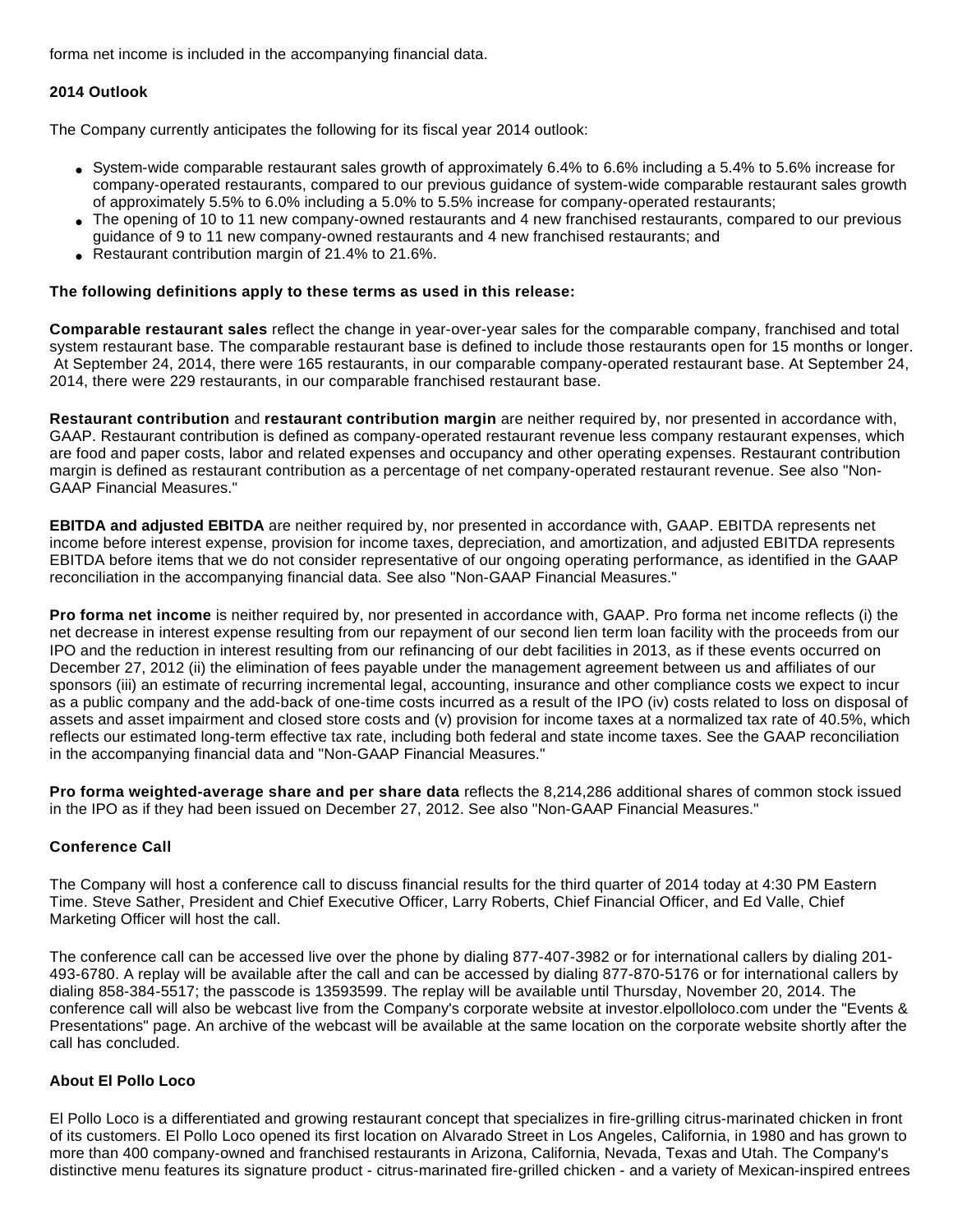forma net income is included in the accompanying financial data.

**2014 Outlook**

The Company currently anticipates the following for its fiscal year 2014 outlook:

- System-wide comparable restaurant sales growth of approximately 6.4% to 6.6% including a 5.4% to 5.6% increase for company-operated restaurants, compared to our previous guidance of system-wide comparable restaurant sales growth of approximately 5.5% to 6.0% including a 5.0% to 5.5% increase for company-operated restaurants;
- The opening of 10 to 11 new company-owned restaurants and 4 new franchised restaurants, compared to our previous guidance of 9 to 11 new company-owned restaurants and 4 new franchised restaurants; and
- Restaurant contribution margin of 21.4% to 21.6%.

**The following definitions apply to these terms as used in this release:**

**Comparable restaurant sales** reflect the change in year-over-year sales for the comparable company, franchised and total system restaurant base. The comparable restaurant base is defined to include those restaurants open for 15 months or longer. At September 24, 2014, there were 165 restaurants, in our comparable company-operated restaurant base. At September 24, 2014, there were 229 restaurants, in our comparable franchised restaurant base.

**Restaurant contribution** and **restaurant contribution margin** are neither required by, nor presented in accordance with, GAAP. Restaurant contribution is defined as company-operated restaurant revenue less company restaurant expenses, which are food and paper costs, labor and related expenses and occupancy and other operating expenses. Restaurant contribution margin is defined as restaurant contribution as a percentage of net company-operated restaurant revenue. See also "Non-GAAP Financial Measures."

**EBITDA and adjusted EBITDA** are neither required by, nor presented in accordance with, GAAP. EBITDA represents net income before interest expense, provision for income taxes, depreciation, and amortization, and adjusted EBITDA represents EBITDA before items that we do not consider representative of our ongoing operating performance, as identified in the GAAP reconciliation in the accompanying financial data. See also "Non-GAAP Financial Measures."

**Pro forma net income** is neither required by, nor presented in accordance with, GAAP. Pro forma net income reflects (i) the net decrease in interest expense resulting from our repayment of our second lien term loan facility with the proceeds from our IPO and the reduction in interest resulting from our refinancing of our debt facilities in 2013, as if these events occurred on December 27, 2012 (ii) the elimination of fees payable under the management agreement between us and affiliates of our sponsors (iii) an estimate of recurring incremental legal, accounting, insurance and other compliance costs we expect to incur as a public company and the add-back of one-time costs incurred as a result of the IPO (iv) costs related to loss on disposal of assets and asset impairment and closed store costs and (v) provision for income taxes at a normalized tax rate of 40.5%, which reflects our estimated long-term effective tax rate, including both federal and state income taxes. See the GAAP reconciliation in the accompanying financial data and "Non-GAAP Financial Measures."

**Pro forma weighted-average share and per share data** reflects the 8,214,286 additional shares of common stock issued in the IPO as if they had been issued on December 27, 2012. See also "Non-GAAP Financial Measures."

**Conference Call**

The Company will host a conference call to discuss financial results for the third quarter of 2014 today at 4:30 PM Eastern Time. Steve Sather, President and Chief Executive Officer, Larry Roberts, Chief Financial Officer, and Ed Valle, Chief Marketing Officer will host the call.

The conference call can be accessed live over the phone by dialing 877-407-3982 or for international callers by dialing 201-493-6780. A replay will be available after the call and can be accessed by dialing 877-870-5176 or for international callers by dialing 858-384-5517; the passcode is 13593599. The replay will be available until Thursday, November 20, 2014. The conference call will also be webcast live from the Company's corporate website at investor.elpolloloco.com under the "Events & Presentations" page. An archive of the webcast will be available at the same location on the corporate website shortly after the call has concluded.

**About El Pollo Loco**

El Pollo Loco is a differentiated and growing restaurant concept that specializes in fire-grilling citrus-marinated chicken in front of its customers. El Pollo Loco opened its first location on Alvarado Street in Los Angeles, California, in 1980 and has grown to more than 400 company-owned and franchised restaurants in Arizona, California, Nevada, Texas and Utah. The Company's distinctive menu features its signature product - citrus-marinated fire-grilled chicken - and a variety of Mexican-inspired entrees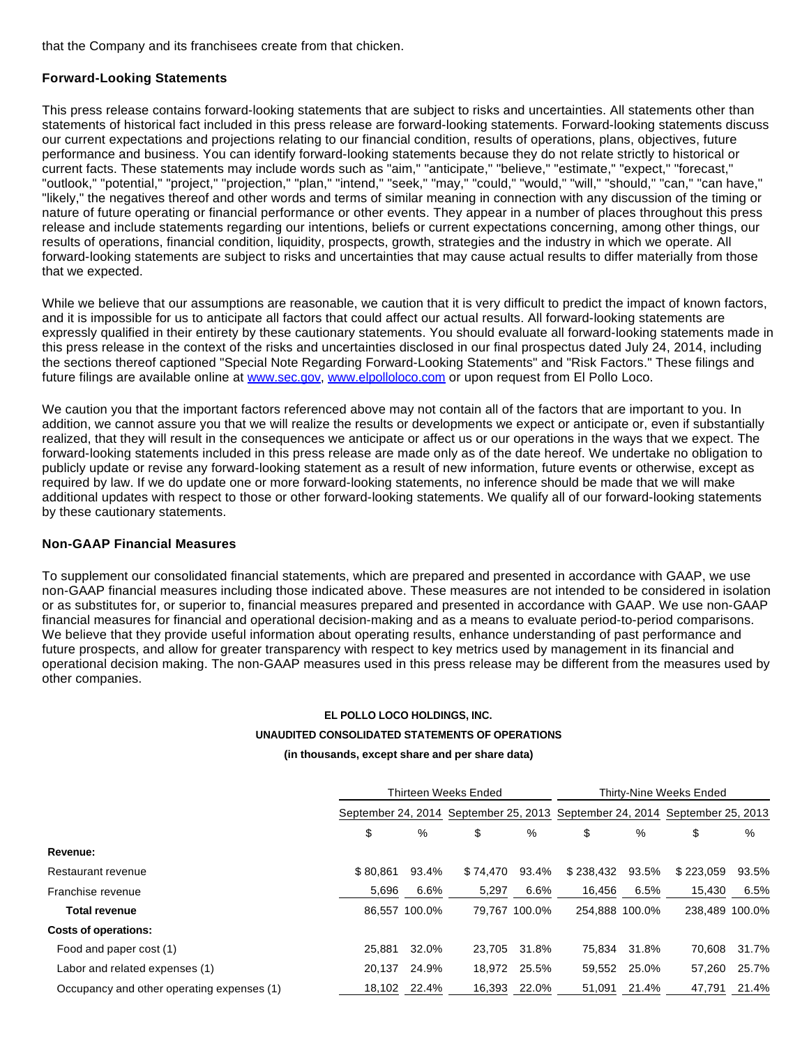that the Company and its franchisees create from that chicken.

### Forward-Looking Statements

This press release contains forward-looking statements that are subject to risks and uncertainties. All statements other than statements of historical fact included in this press release are forward-looking statements. Forward-looking statements discuss our current expectations and projections relating to our financial condition, results of operations, plans, objectives, future performance and business. You can identify forward-looking statements because they do not relate strictly to historical or current facts. These statements may include words such as "aim," "anticipate," "believe," "estimate," "expect," "forecast," "outlook," "potential," "project," "projection," "plan," "intend," "seek," "may," "could," "would," "will," "should," "can," "can have," "likely," the negatives thereof and other words and terms of similar meaning in connection with any discussion of the timing or nature of future operating or financial performance or other events. They appear in a number of places throughout this press release and include statements regarding our intentions, beliefs or current expectations concerning, among other things, our results of operations, financial condition, liquidity, prospects, growth, strategies and the industry in which we operate. All forward-looking statements are subject to risks and uncertainties that may cause actual results to differ materially from those that we expected.

While we believe that our assumptions are reasonable, we caution that it is very difficult to predict the impact of known factors, and it is impossible for us to anticipate all factors that could affect our actual results. All forward-looking statements are expressly qualified in their entirety by these cautionary statements. You should evaluate all forward-looking statements made in this press release in the context of the risks and uncertainties disclosed in our final prospectus dated July 24, 2014, including the sections thereof captioned "Special Note Regarding Forward-Looking Statements" and "Risk Factors." These filings and future filings are available online at www.sec.gov, www.elpolloloco.com or upon request from El Pollo Loco.

We caution you that the important factors referenced above may not contain all of the factors that are important to you. In addition, we cannot assure you that we will realize the results or developments we expect or anticipate or, even if substantially realized, that they will result in the consequences we anticipate or affect us or our operations in the ways that we expect. The forward-looking statements included in this press release are made only as of the date hereof. We undertake no obligation to publicly update or revise any forward-looking statement as a result of new information, future events or otherwise, except as required by law. If we do update one or more forward-looking statements, no inference should be made that we will make additional updates with respect to those or other forward-looking statements. We qualify all of our forward-looking statements by these cautionary statements.

### Non-GAAP Financial Measures

To supplement our consolidated financial statements, which are prepared and presented in accordance with GAAP, we use non-GAAP financial measures including those indicated above. These measures are not intended to be considered in isolation or as substitutes for, or superior to, financial measures prepared and presented in accordance with GAAP. We use non-GAAP financial measures for financial and operational decision-making and as a means to evaluate period-to-period comparisons. We believe that they provide useful information about operating results, enhance understanding of past performance and future prospects, and allow for greater transparency with respect to key metrics used by management in its financial and operational decision making. The non-GAAP measures used in this press release may be different from the measures used by other companies.

**EL POLLO LOCO HOLDINGS, INC.**

**UNAUDITED CONSOLIDATED STATEMENTS OF OPERATIONS**

**(in thousands, except share and per share data)**

| | Thirteen Weeks Ended | | | | Thirty-Nine Weeks Ended | | | |
|---|---|---|---|---|---|---|---|---|
| | September 24, 2014 | | September 25, 2013 | | September 24, 2014 | | September 25, 2013 | |
| | $ | % | $ | % | $ | % | $ | % |
| **Revenue:** | | | | | | | | |
| Restaurant revenue | $ 80,861 | 93.4% | $ 74,470 | 93.4% | $ 238,432 | 93.5% | $ 223,059 | 93.5% |
| Franchise revenue | 5,696 | 6.6% | 5,297 | 6.6% | 16,456 | 6.5% | 15,430 | 6.5% |
| **Total revenue** | 86,557 | 100.0% | 79,767 | 100.0% | 254,888 | 100.0% | 238,489 | 100.0% |
| **Costs of operations:** | | | | | | | | |
| Food and paper cost (1) | 25,881 | 32.0% | 23,705 | 31.8% | 75,834 | 31.8% | 70,608 | 31.7% |
| Labor and related expenses (1) | 20,137 | 24.9% | 18,972 | 25.5% | 59,552 | 25.0% | 57,260 | 25.7% |
| Occupancy and other operating expenses (1) | 18,102 | 22.4% | 16,393 | 22.0% | 51,091 | 21.4% | 47,791 | 21.4% |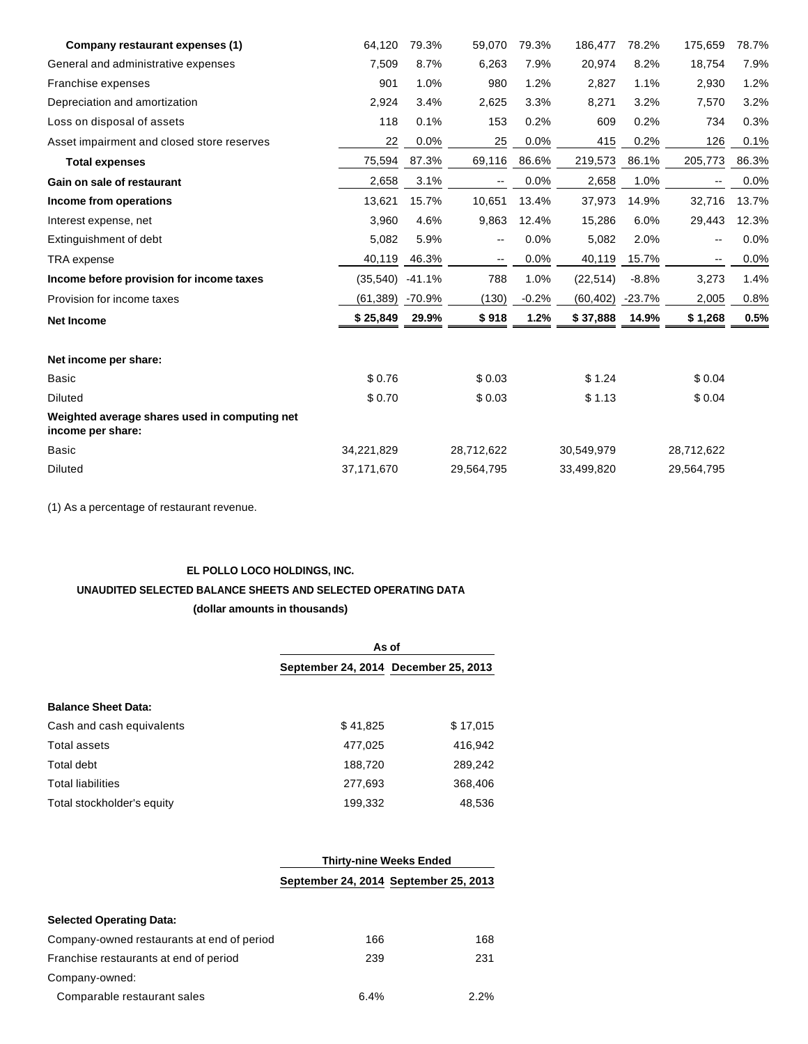| | | | | | | | | |
|---|---|---|---|---|---|---|---|---|
| **Company restaurant expenses (1)** | 64,120 | 79.3% | 59,070 | 79.3% | 186,477 | 78.2% | 175,659 | 78.7% |
| General and administrative expenses | 7,509 | 8.7% | 6,263 | 7.9% | 20,974 | 8.2% | 18,754 | 7.9% |
| Franchise expenses | 901 | 1.0% | 980 | 1.2% | 2,827 | 1.1% | 2,930 | 1.2% |
| Depreciation and amortization | 2,924 | 3.4% | 2,625 | 3.3% | 8,271 | 3.2% | 7,570 | 3.2% |
| Loss on disposal of assets | 118 | 0.1% | 153 | 0.2% | 609 | 0.2% | 734 | 0.3% |
| Asset impairment and closed store reserves | 22 | 0.0% | 25 | 0.0% | 415 | 0.2% | 126 | 0.1% |
| **Total expenses** | 75,594 | 87.3% | 69,116 | 86.6% | 219,573 | 86.1% | 205,773 | 86.3% |
| **Gain on sale of restaurant** | 2,658 | 3.1% | -- | 0.0% | 2,658 | 1.0% | -- | 0.0% |
| **Income from operations** | 13,621 | 15.7% | 10,651 | 13.4% | 37,973 | 14.9% | 32,716 | 13.7% |
| Interest expense, net | 3,960 | 4.6% | 9,863 | 12.4% | 15,286 | 6.0% | 29,443 | 12.3% |
| Extinguishment of debt | 5,082 | 5.9% | -- | 0.0% | 5,082 | 2.0% | -- | 0.0% |
| TRA expense | 40,119 | 46.3% | -- | 0.0% | 40,119 | 15.7% | -- | 0.0% |
| **Income before provision for income taxes** | (35,540) | -41.1% | 788 | 1.0% | (22,514) | -8.8% | 3,273 | 1.4% |
| Provision for income taxes | (61,389) | -70.9% | (130) | -0.2% | (60,402) | -23.7% | 2,005 | 0.8% |
| **Net Income** | **$ 25,849** | **29.9%** | **$ 918** | **1.2%** | **$ 37,888** | **14.9%** | **$ 1,268** | **0.5%** |
| | | | | | | | | |
| **Net income per share:** | | | | | | | | |
| Basic | $ 0.76 | | $ 0.03 | | $ 1.24 | | $ 0.04 | |
| Diluted | $ 0.70 | | $ 0.03 | | $ 1.13 | | $ 0.04 | |
| **Weighted average shares used in computing net income per share:** | | | | | | | | |
| Basic | 34,221,829 | | 28,712,622 | | 30,549,979 | | 28,712,622 | |
| Diluted | 37,171,670 | | 29,564,795 | | 33,499,820 | | 29,564,795 | |

(1) As a percentage of restaurant revenue.

**EL POLLO LOCO HOLDINGS, INC.**

**UNAUDITED SELECTED BALANCE SHEETS AND SELECTED OPERATING DATA**

**(dollar amounts in thousands)**

| | As of | |
|---|---|---|
| | **September 24, 2014** | **December 25, 2013** |
| **Balance Sheet Data:** | | |
| Cash and cash equivalents | $ 41,825 | $ 17,015 |
| Total assets | 477,025 | 416,942 |
| Total debt | 188,720 | 289,242 |
| Total liabilities | 277,693 | 368,406 |
| Total stockholder's equity | 199,332 | 48,536 |

| | Thirty-nine Weeks Ended | |
|---|---|---|
| | **September 24, 2014** | **September 25, 2013** |
| **Selected Operating Data:** | | |
| Company-owned restaurants at end of period | 166 | 168 |
| Franchise restaurants at end of period | 239 | 231 |
| Company-owned: | | |
| Comparable restaurant sales | 6.4% | 2.2% |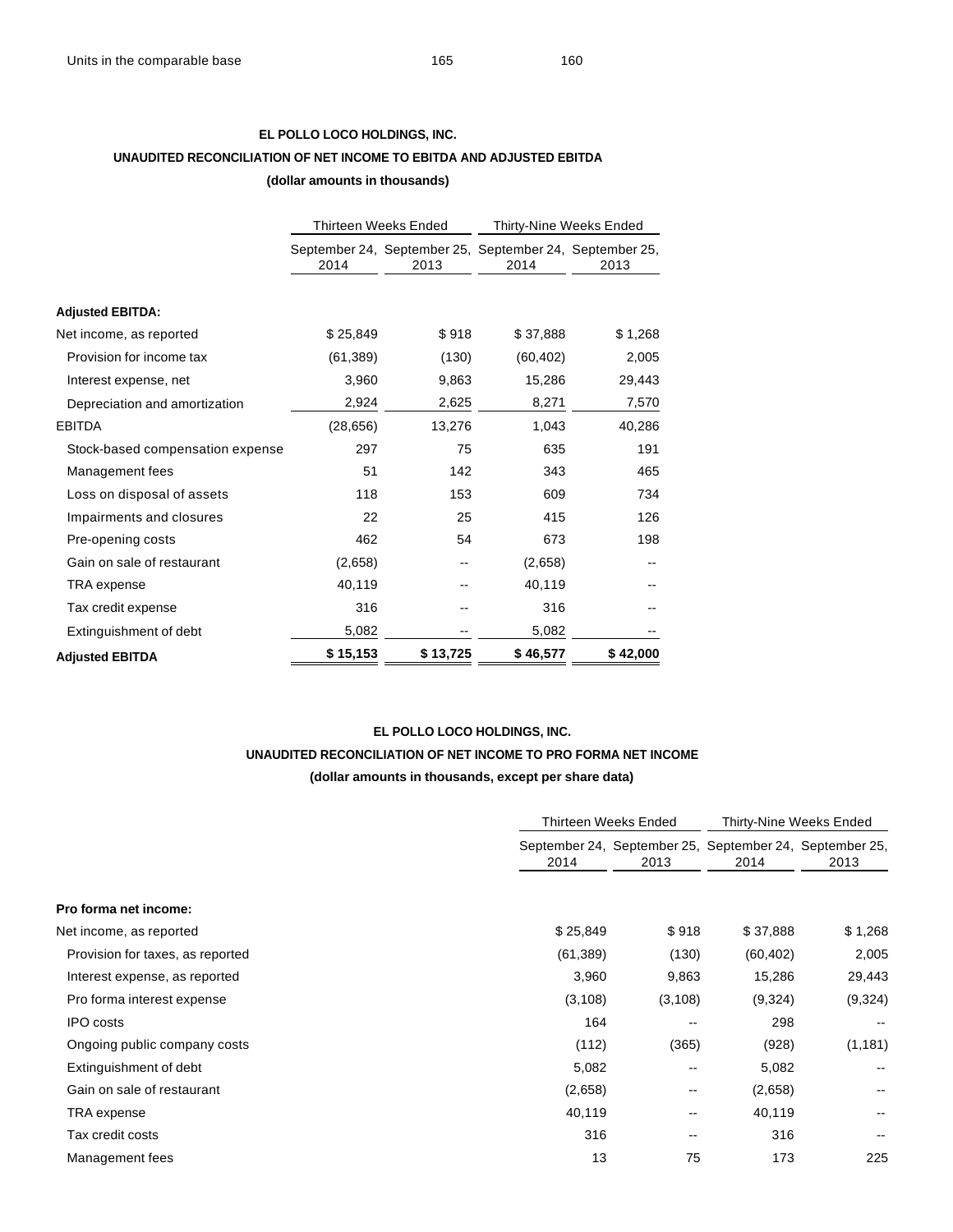| | | |
|---|---|---|
| Units in the comparable base | 165 | 160 |

**EL POLLO LOCO HOLDINGS, INC.**

**UNAUDITED RECONCILIATION OF NET INCOME TO EBITDA AND ADJUSTED EBITDA**

**(dollar amounts in thousands)**

| | Thirteen Weeks Ended | | Thirty-Nine Weeks Ended | |
|---|---|---|---|---|
| | September 24, 2014 | September 25, 2013 | September 24, 2014 | September 25, 2013 |
| **Adjusted EBITDA:** | | | | |
| Net income, as reported | $ 25,849 | $ 918 | $ 37,888 | $ 1,268 |
| Provision for income tax | (61,389) | (130) | (60,402) | 2,005 |
| Interest expense, net | 3,960 | 9,863 | 15,286 | 29,443 |
| Depreciation and amortization | 2,924 | 2,625 | 8,271 | 7,570 |
| EBITDA | (28,656) | 13,276 | 1,043 | 40,286 |
| Stock-based compensation expense | 297 | 75 | 635 | 191 |
| Management fees | 51 | 142 | 343 | 465 |
| Loss on disposal of assets | 118 | 153 | 609 | 734 |
| Impairments and closures | 22 | 25 | 415 | 126 |
| Pre-opening costs | 462 | 54 | 673 | 198 |
| Gain on sale of restaurant | (2,658) | -- | (2,658) | -- |
| TRA expense | 40,119 | -- | 40,119 | -- |
| Tax credit expense | 316 | -- | 316 | -- |
| Extinguishment of debt | 5,082 | -- | 5,082 | -- |
| **Adjusted EBITDA** | **$ 15,153** | **$ 13,725** | **$ 46,577** | **$ 42,000** |

**EL POLLO LOCO HOLDINGS, INC.**

**UNAUDITED RECONCILIATION OF NET INCOME TO PRO FORMA NET INCOME**

**(dollar amounts in thousands, except per share data)**

| | Thirteen Weeks Ended | | Thirty-Nine Weeks Ended | |
|---|---|---|---|---|
| | September 24, 2014 | September 25, 2013 | September 24, 2014 | September 25, 2013 |
| **Pro forma net income:** | | | | |
| Net income, as reported | $ 25,849 | $ 918 | $ 37,888 | $ 1,268 |
| Provision for taxes, as reported | (61,389) | (130) | (60,402) | 2,005 |
| Interest expense, as reported | 3,960 | 9,863 | 15,286 | 29,443 |
| Pro forma interest expense | (3,108) | (3,108) | (9,324) | (9,324) |
| IPO costs | 164 | -- | 298 | -- |
| Ongoing public company costs | (112) | (365) | (928) | (1,181) |
| Extinguishment of debt | 5,082 | -- | 5,082 | -- |
| Gain on sale of restaurant | (2,658) | -- | (2,658) | -- |
| TRA expense | 40,119 | -- | 40,119 | -- |
| Tax credit costs | 316 | -- | 316 | -- |
| Management fees | 13 | 75 | 173 | 225 |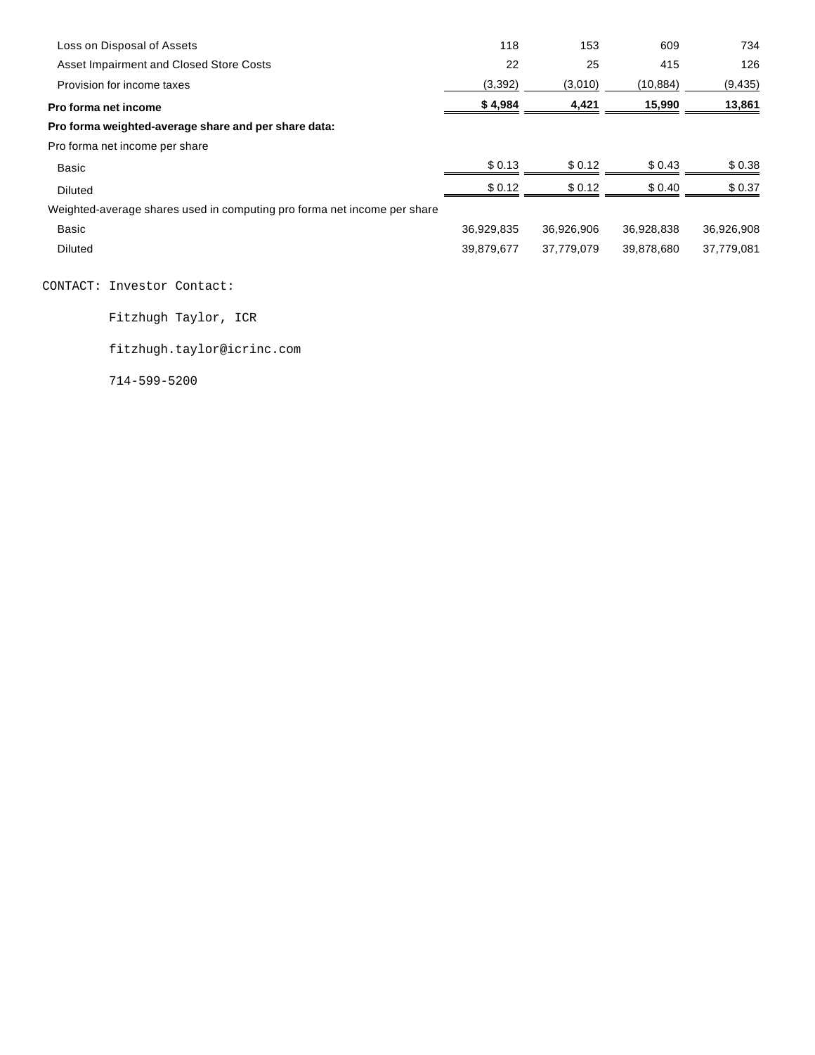| | | | | |
|---|---|---|---|---|
| Loss on Disposal of Assets | 118 | 153 | 609 | 734 |
| Asset Impairment and Closed Store Costs | 22 | 25 | 415 | 126 |
| Provision for income taxes | (3,392) | (3,010) | (10,884) | (9,435) |
| **Pro forma net income** | **$ 4,984** | **4,421** | **15,990** | **13,861** |
| **Pro forma weighted-average share and per share data:** | | | | |
| Pro forma net income per share | | | | |
| Basic | $ 0.13 | $ 0.12 | $ 0.43 | $ 0.38 |
| Diluted | $ 0.12 | $ 0.12 | $ 0.40 | $ 0.37 |
| Weighted-average shares used in computing pro forma net income per share | | | | |
| Basic | 36,929,835 | 36,926,906 | 36,928,838 | 36,926,908 |
| Diluted | 39,879,677 | 37,779,079 | 39,878,680 | 37,779,081 |

CONTACT: Investor Contact:

Fitzhugh Taylor, ICR

fitzhugh.taylor@icrinc.com

714-599-5200